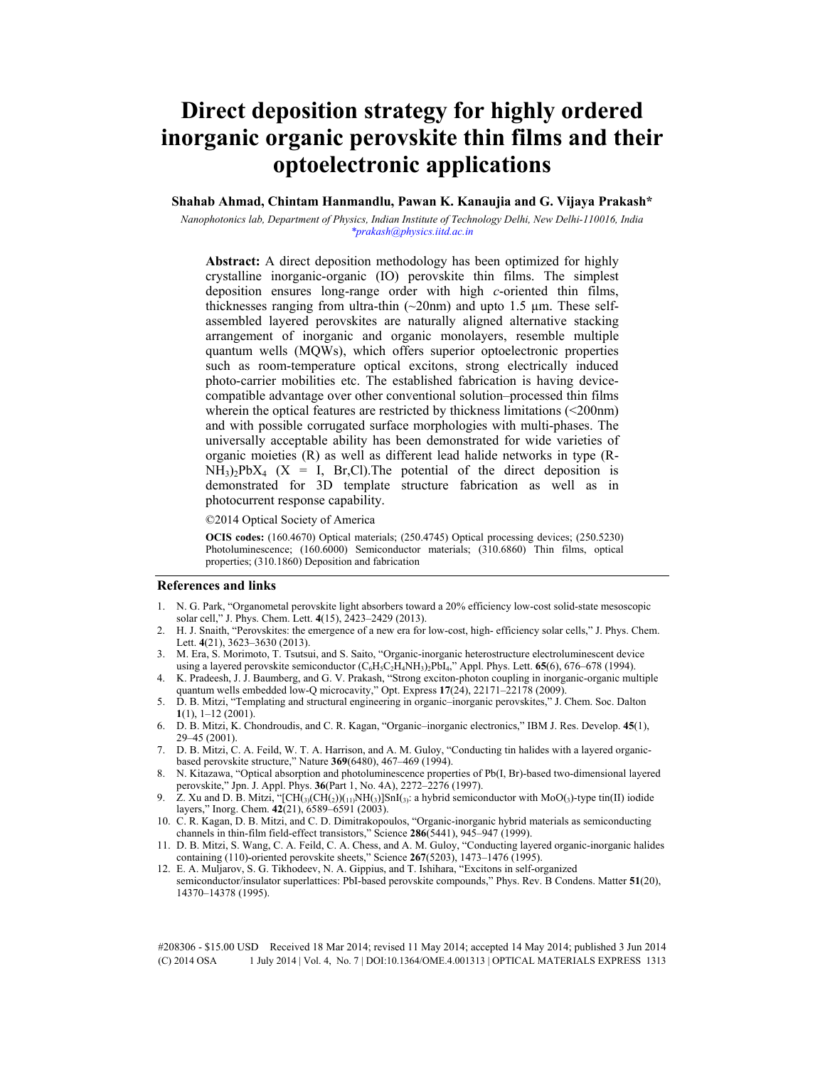# Direct deposition strategy for highly ordered inorganic organic perovskite thin films and their optoelectronic applications

**Shahab Ahmad, Chintam Hanmandlu, Pawan K. Kanaujia and G. Vijaya Prakash***

*Nanophotonics lab, Department of Physics, Indian Institute of Technology Delhi, New Delhi-110016, India*
*\*prakash@physics.iitd.ac.in*

**Abstract:** A direct deposition methodology has been optimized for highly crystalline inorganic-organic (IO) perovskite thin films. The simplest deposition ensures long-range order with high *c*-oriented thin films, thicknesses ranging from ultra-thin (~20nm) and upto 1.5 µm. These self-assembled layered perovskites are naturally aligned alternative stacking arrangement of inorganic and organic monolayers, resemble multiple quantum wells (MQWs), which offers superior optoelectronic properties such as room-temperature optical excitons, strong electrically induced photo-carrier mobilities etc. The established fabrication is having device-compatible advantage over other conventional solution–processed thin films wherein the optical features are restricted by thickness limitations (<200nm) and with possible corrugated surface morphologies with multi-phases. The universally acceptable ability has been demonstrated for wide varieties of organic moieties (R) as well as different lead halide networks in type $(R\text{-}NH_3)_2PbX_4$ (X = I, Br,Cl).The potential of the direct deposition is demonstrated for 3D template structure fabrication as well as in photocurrent response capability.

©2014 Optical Society of America

**OCIS codes:** (160.4670) Optical materials; (250.4745) Optical processing devices; (250.5230) Photoluminescence; (160.6000) Semiconductor materials; (310.6860) Thin films, optical properties; (310.1860) Deposition and fabrication

## References and links

1. N. G. Park, "Organometal perovskite light absorbers toward a 20% efficiency low-cost solid-state mesoscopic solar cell," J. Phys. Chem. Lett. **4**(15), 2423–2429 (2013).
2. H. J. Snaith, "Perovskites: the emergence of a new era for low-cost, high- efficiency solar cells," J. Phys. Chem. Lett. **4**(21), 3623–3630 (2013).
3. M. Era, S. Morimoto, T. Tsutsui, and S. Saito, "Organic-inorganic heterostructure electroluminescent device using a layered perovskite semiconductor $(C_6H_5C_2H_4NH_3)_2PbI_4$," Appl. Phys. Lett. **65**(6), 676–678 (1994).
4. K. Pradeesh, J. J. Baumberg, and G. V. Prakash, "Strong exciton-photon coupling in inorganic-organic multiple quantum wells embedded low-Q microcavity," Opt. Express **17**(24), 22171–22178 (2009).
5. D. B. Mitzi, "Templating and structural engineering in organic–inorganic perovskites," J. Chem. Soc. Dalton **1**(1), 1–12 (2001).
6. D. B. Mitzi, K. Chondroudis, and C. R. Kagan, "Organic–inorganic electronics," IBM J. Res. Develop. **45**(1), 29–45 (2001).
7. D. B. Mitzi, C. A. Feild, W. T. A. Harrison, and A. M. Guloy, "Conducting tin halides with a layered organic-based perovskite structure," Nature **369**(6480), 467–469 (1994).
8. N. Kitazawa, "Optical absorption and photoluminescence properties of Pb(I, Br)-based two-dimensional layered perovskite," Jpn. J. Appl. Phys. **36**(Part 1, No. 4A), 2272–2276 (1997).
9. Z. Xu and D. B. Mitzi, "$[CH_{(3)}(CH_{(2)})_{(11)}NH_{(3)}]SnI_{(3)}$: a hybrid semiconductor with $MoO_{(3)}$-type tin(II) iodide layers," Inorg. Chem. **42**(21), 6589–6591 (2003).
10. C. R. Kagan, D. B. Mitzi, and C. D. Dimitrakopoulos, "Organic-inorganic hybrid materials as semiconducting channels in thin-film field-effect transistors," Science **286**(5441), 945–947 (1999).
11. D. B. Mitzi, S. Wang, C. A. Feild, C. A. Chess, and A. M. Guloy, "Conducting layered organic-inorganic halides containing (110)-oriented perovskite sheets," Science **267**(5203), 1473–1476 (1995).
12. E. A. Muljarov, S. G. Tikhodeev, N. A. Gippius, and T. Ishihara, "Excitons in self-organized semiconductor/insulator superlattices: PbI-based perovskite compounds," Phys. Rev. B Condens. Matter **51**(20), 14370–14378 (1995).

#208306 - $15.00 USD Received 18 Mar 2014; revised 11 May 2014; accepted 14 May 2014; published 3 Jun 2014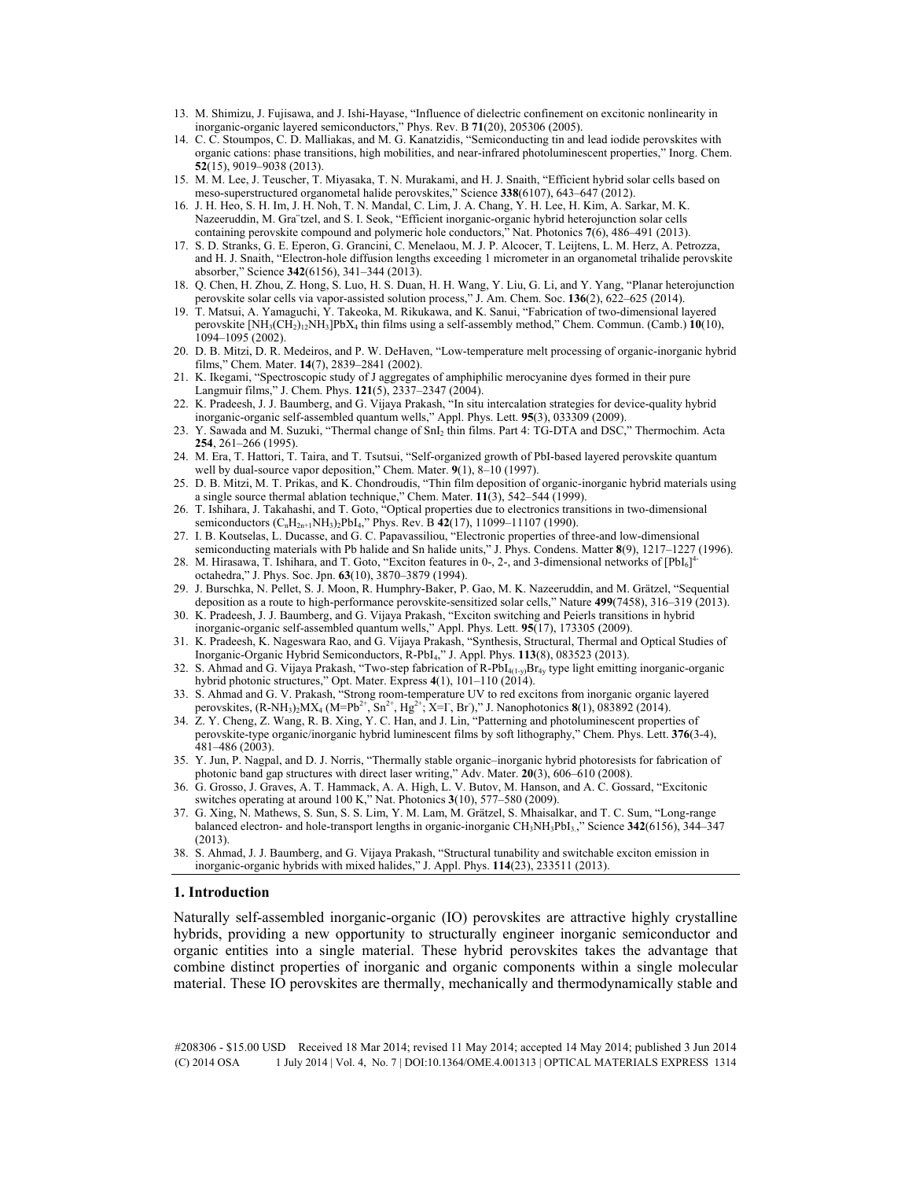13. M. Shimizu, J. Fujisawa, and J. Ishi-Hayase, "Influence of dielectric confinement on excitonic nonlinearity in inorganic-organic layered semiconductors," Phys. Rev. B **71**(20), 205306 (2005).
14. C. C. Stoumpos, C. D. Malliakas, and M. G. Kanatzidis, "Semiconducting tin and lead iodide perovskites with organic cations: phase transitions, high mobilities, and near-infrared photoluminescent properties," Inorg. Chem. **52**(15), 9019–9038 (2013).
15. M. M. Lee, J. Teuscher, T. Miyasaka, T. N. Murakami, and H. J. Snaith, "Efficient hybrid solar cells based on meso-superstructured organometal halide perovskites," Science **338**(6107), 643–647 (2012).
16. J. H. Heo, S. H. Im, J. H. Noh, T. N. Mandal, C. Lim, J. A. Chang, Y. H. Lee, H. Kim, A. Sarkar, M. K. Nazeeruddin, M. Gra¨tzel, and S. I. Seok, "Efficient inorganic-organic hybrid heterojunction solar cells containing perovskite compound and polymeric hole conductors," Nat. Photonics **7**(6), 486–491 (2013).
17. S. D. Stranks, G. E. Eperon, G. Grancini, C. Menelaou, M. J. P. Alcocer, T. Leijtens, L. M. Herz, A. Petrozza, and H. J. Snaith, "Electron-hole diffusion lengths exceeding 1 micrometer in an organometal trihalide perovskite absorber," Science **342**(6156), 341–344 (2013).
18. Q. Chen, H. Zhou, Z. Hong, S. Luo, H. S. Duan, H. H. Wang, Y. Liu, G. Li, and Y. Yang, "Planar heterojunction perovskite solar cells via vapor-assisted solution process," J. Am. Chem. Soc. **136**(2), 622–625 (2014).
19. T. Matsui, A. Yamaguchi, Y. Takeoka, M. Rikukawa, and K. Sanui, "Fabrication of two-dimensional layered perovskite $[NH_3(CH_2)_{12}NH_3]PbX_4$ thin films using a self-assembly method," Chem. Commun. (Camb.) **10**(10), 1094–1095 (2002).
20. D. B. Mitzi, D. R. Medeiros, and P. W. DeHaven, "Low-temperature melt processing of organic-inorganic hybrid films," Chem. Mater. **14**(7), 2839–2841 (2002).
21. K. Ikegami, "Spectroscopic study of J aggregates of amphiphilic merocyanine dyes formed in their pure Langmuir films," J. Chem. Phys. **121**(5), 2337–2347 (2004).
22. K. Pradeesh, J. J. Baumberg, and G. Vijaya Prakash, "In situ intercalation strategies for device-quality hybrid inorganic-organic self-assembled quantum wells," Appl. Phys. Lett. **95**(3), 033309 (2009).
23. Y. Sawada and M. Suzuki, "Thermal change of $SnI_2$ thin films. Part 4: TG-DTA and DSC," Thermochim. Acta **254**, 261–266 (1995).
24. M. Era, T. Hattori, T. Taira, and T. Tsutsui, "Self-organized growth of PbI-based layered perovskite quantum well by dual-source vapor deposition," Chem. Mater. **9**(1), 8–10 (1997).
25. D. B. Mitzi, M. T. Prikas, and K. Chondroudis, "Thin film deposition of organic-inorganic hybrid materials using a single source thermal ablation technique," Chem. Mater. **11**(3), 542–544 (1999).
26. T. Ishihara, J. Takahashi, and T. Goto, "Optical properties due to electronics transitions in two-dimensional semiconductors $(C_nH_{2n+1}NH_3)_2PbI_4$," Phys. Rev. B **42**(17), 11099–11107 (1990).
27. I. B. Koutselas, L. Ducasse, and G. C. Papavassiliou, "Electronic properties of three-and low-dimensional semiconducting materials with Pb halide and Sn halide units," J. Phys. Condens. Matter **8**(9), 1217–1227 (1996).
28. M. Hirasawa, T. Ishihara, and T. Goto, "Exciton features in 0-, 2-, and 3-dimensional networks of $[PbI_6]^{4-}$ octahedra," J. Phys. Soc. Jpn. **63**(10), 3870–3879 (1994).
29. J. Burschka, N. Pellet, S. J. Moon, R. Humphry-Baker, P. Gao, M. K. Nazeeruddin, and M. Grätzel, "Sequential deposition as a route to high-performance perovskite-sensitized solar cells," Nature **499**(7458), 316–319 (2013).
30. K. Pradeesh, J. J. Baumberg, and G. Vijaya Prakash, "Exciton switching and Peierls transitions in hybrid inorganic-organic self-assembled quantum wells," Appl. Phys. Lett. **95**(17), 173305 (2009).
31. K. Pradeesh, K. Nageswara Rao, and G. Vijaya Prakash, "Synthesis, Structural, Thermal and Optical Studies of Inorganic-Organic Hybrid Semiconductors, R-$PbI_4$," J. Appl. Phys. **113**(8), 083523 (2013).
32. S. Ahmad and G. Vijaya Prakash, "Two-step fabrication of R-$PbI_{4(1-y)}Br_{4y}$ type light emitting inorganic-organic hybrid photonic structures," Opt. Mater. Express **4**(1), 101–110 (2014).
33. S. Ahmad and G. V. Prakash, "Strong room-temperature UV to red excitons from inorganic organic layered perovskites, $(R\text{-}NH_3)_2MX_4$ ($M=Pb^{2+}$, $Sn^{2+}$, $Hg^{2+}$; $X=I^-$, $Br^-$)," J. Nanophotonics **8**(1), 083892 (2014).
34. Z. Y. Cheng, Z. Wang, R. B. Xing, Y. C. Han, and J. Lin, "Patterning and photoluminescent properties of perovskite-type organic/inorganic hybrid luminescent films by soft lithography," Chem. Phys. Lett. **376**(3-4), 481–486 (2003).
35. Y. Jun, P. Nagpal, and D. J. Norris, "Thermally stable organic–inorganic hybrid photoresists for fabrication of photonic band gap structures with direct laser writing," Adv. Mater. **20**(3), 606–610 (2008).
36. G. Grosso, J. Graves, A. T. Hammack, A. A. High, L. V. Butov, M. Hanson, and A. C. Gossard, "Excitonic switches operating at around 100 K," Nat. Photonics **3**(10), 577–580 (2009).
37. G. Xing, N. Mathews, S. Sun, S. S. Lim, Y. M. Lam, M. Grätzel, S. Mhaisalkar, and T. C. Sum, "Long-range balanced electron- and hole-transport lengths in organic-inorganic $CH_3NH_3PbI_3$," Science **342**(6156), 344–347 (2013).
38. S. Ahmad, J. J. Baumberg, and G. Vijaya Prakash, "Structural tunability and switchable exciton emission in inorganic-organic hybrids with mixed halides," J. Appl. Phys. **114**(23), 233511 (2013).

## 1. Introduction

Naturally self-assembled inorganic-organic (IO) perovskites are attractive highly crystalline hybrids, providing a new opportunity to structurally engineer inorganic semiconductor and organic entities into a single material. These hybrid perovskites takes the advantage that combine distinct properties of inorganic and organic components within a single molecular material. These IO perovskites are thermally, mechanically and thermodynamically stable and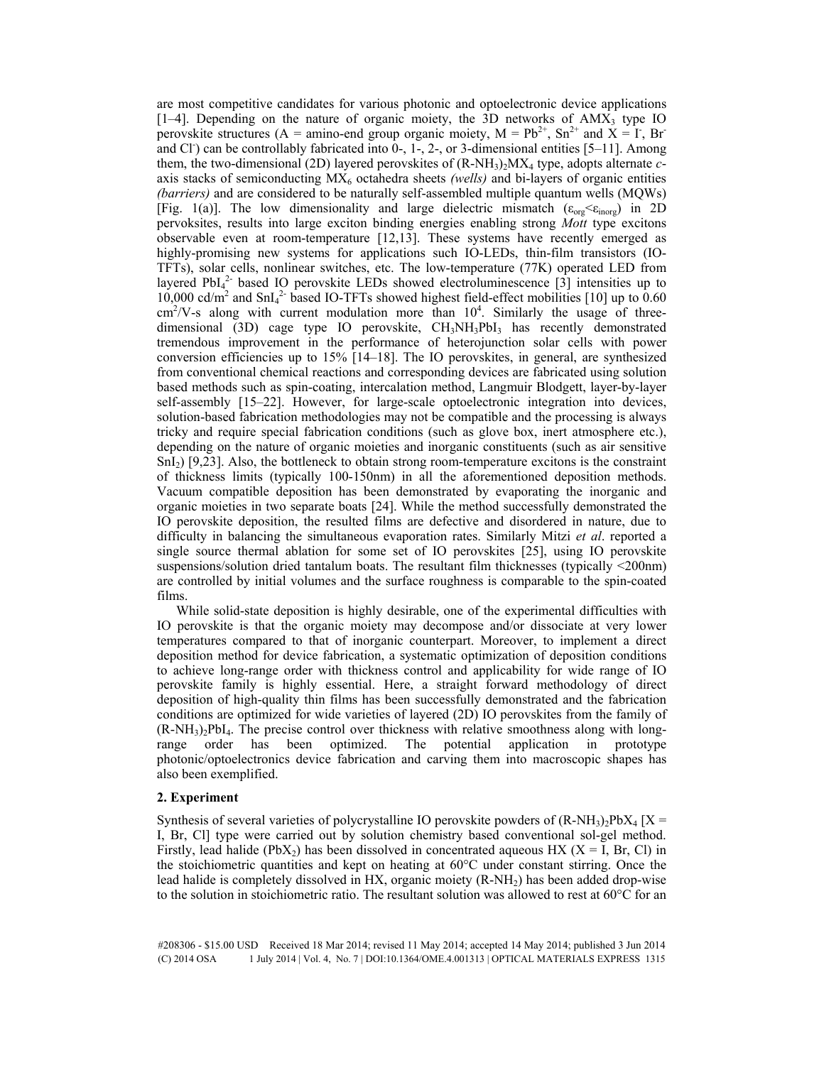are most competitive candidates for various photonic and optoelectronic device applications [1–4]. Depending on the nature of organic moiety, the 3D networks of $AMX_3$ type IO perovskite structures (A = amino-end group organic moiety, M = $Pb^{2+}$, $Sn^{2+}$ and X = $I^-$, $Br^-$ and $Cl^-$) can be controllably fabricated into 0-, 1-, 2-, or 3-dimensional entities [5–11]. Among them, the two-dimensional (2D) layered perovskites of $(R\text{-}NH_3)_2MX_4$ type, adopts alternate *c*-axis stacks of semiconducting $MX_6$ octahedra sheets *(wells)* and bi-layers of organic entities *(barriers)* and are considered to be naturally self-assembled multiple quantum wells (MQWs) [Fig. 1(a)]. The low dimensionality and large dielectric mismatch ($\varepsilon_{org}<\varepsilon_{inorg}$) in 2D pervoksites, results into large exciton binding energies enabling strong *Mott* type excitons observable even at room-temperature [12,13]. These systems have recently emerged as highly-promising new systems for applications such IO-LEDs, thin-film transistors (IO-TFTs), solar cells, nonlinear switches, etc. The low-temperature (77K) operated LED from layered $PbI_4^{2-}$ based IO perovskite LEDs showed electroluminescence [3] intensities up to 10,000 cd/m$^2$ and $SnI_4^{2-}$ based IO-TFTs showed highest field-effect mobilities [10] up to 0.60 cm$^2$/V-s along with current modulation more than $10^4$. Similarly the usage of three-dimensional (3D) cage type IO perovskite, $CH_3NH_3PbI_3$ has recently demonstrated tremendous improvement in the performance of heterojunction solar cells with power conversion efficiencies up to 15% [14–18]. The IO perovskites, in general, are synthesized from conventional chemical reactions and corresponding devices are fabricated using solution based methods such as spin-coating, intercalation method, Langmuir Blodgett, layer-by-layer self-assembly [15–22]. However, for large-scale optoelectronic integration into devices, solution-based fabrication methodologies may not be compatible and the processing is always tricky and require special fabrication conditions (such as glove box, inert atmosphere etc.), depending on the nature of organic moieties and inorganic constituents (such as air sensitive $SnI_2$) [9,23]. Also, the bottleneck to obtain strong room-temperature excitons is the constraint of thickness limits (typically 100-150nm) in all the aforementioned deposition methods. Vacuum compatible deposition has been demonstrated by evaporating the inorganic and organic moieties in two separate boats [24]. While the method successfully demonstrated the IO perovskite deposition, the resulted films are defective and disordered in nature, due to difficulty in balancing the simultaneous evaporation rates. Similarly Mitzi *et al*. reported a single source thermal ablation for some set of IO perovskites [25], using IO perovskite suspensions/solution dried tantalum boats. The resultant film thicknesses (typically <200nm) are controlled by initial volumes and the surface roughness is comparable to the spin-coated films.

While solid-state deposition is highly desirable, one of the experimental difficulties with IO perovskite is that the organic moiety may decompose and/or dissociate at very lower temperatures compared to that of inorganic counterpart. Moreover, to implement a direct deposition method for device fabrication, a systematic optimization of deposition conditions to achieve long-range order with thickness control and applicability for wide range of IO perovskite family is highly essential. Here, a straight forward methodology of direct deposition of high-quality thin films has been successfully demonstrated and the fabrication conditions are optimized for wide varieties of layered (2D) IO perovskites from the family of $(R\text{-}NH_3)_2PbI_4$. The precise control over thickness with relative smoothness along with long-range order has been optimized. The potential application in prototype photonic/optoelectronics device fabrication and carving them into macroscopic shapes has also been exemplified.

## 2. Experiment

Synthesis of several varieties of polycrystalline IO perovskite powders of $(R\text{-}NH_3)_2PbX_4$ [X = I, Br, Cl] type were carried out by solution chemistry based conventional sol-gel method. Firstly, lead halide ($PbX_2$) has been dissolved in concentrated aqueous HX (X = I, Br, Cl) in the stoichiometric quantities and kept on heating at 60°C under constant stirring. Once the lead halide is completely dissolved in HX, organic moiety ($R\text{-}NH_2$) has been added drop-wise to the solution in stoichiometric ratio. The resultant solution was allowed to rest at 60°C for an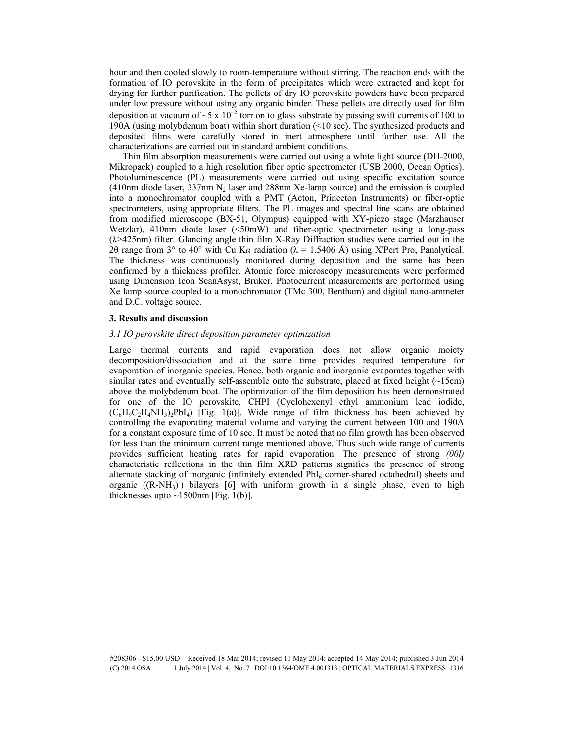hour and then cooled slowly to room-temperature without stirring. The reaction ends with the formation of IO perovskite in the form of precipitates which were extracted and kept for drying for further purification. The pellets of dry IO perovskite powders have been prepared under low pressure without using any organic binder. These pellets are directly used for film deposition at vacuum of ~5 x $10^{-5}$ torr on to glass substrate by passing swift currents of 100 to 190A (using molybdenum boat) within short duration (<10 sec). The synthesized products and deposited films were carefully stored in inert atmosphere until further use. All the characterizations are carried out in standard ambient conditions.

Thin film absorption measurements were carried out using a white light source (DH-2000, Mikropack) coupled to a high resolution fiber optic spectrometer (USB 2000, Ocean Optics). Photoluminescence (PL) measurements were carried out using specific excitation source (410nm diode laser, 337nm $N_2$ laser and 288nm Xe-lamp source) and the emission is coupled into a monochromator coupled with a PMT (Acton, Princeton Instruments) or fiber-optic spectrometers, using appropriate filters. The PL images and spectral line scans are obtained from modified microscope (BX-51, Olympus) equipped with XY-piezo stage (Marzhauser Wetzlar), 410nm diode laser (<50mW) and fiber-optic spectrometer using a long-pass (λ>425nm) filter. Glancing angle thin film X-Ray Diffraction studies were carried out in the 2θ range from 3° to 40° with Cu K*α* radiation (λ = 1.5406 Å) using X'Pert Pro, Panalytical. The thickness was continuously monitored during deposition and the same has been confirmed by a thickness profiler. Atomic force microscopy measurements were performed using Dimension Icon ScanAsyst, Bruker. Photocurrent measurements are performed using Xe lamp source coupled to a monochromator (TMc 300, Bentham) and digital nano-ammeter and D.C. voltage source.

### 3. Results and discussion

#### *3.1 IO perovskite direct deposition parameter optimization*

Large thermal currents and rapid evaporation does not allow organic moiety decomposition/dissociation and at the same time provides required temperature for evaporation of inorganic species. Hence, both organic and inorganic evaporates together with similar rates and eventually self-assemble onto the substrate, placed at fixed height (~15cm) above the molybdenum boat. The optimization of the film deposition has been demonstrated for one of the IO perovskite, CHPI (Cyclohexenyl ethyl ammonium lead iodide, $(C_6H_9C_2H_4NH_3)_2PbI_4$) [Fig. 1(a)]. Wide range of film thickness has been achieved by controlling the evaporating material volume and varying the current between 100 and 190A for a constant exposure time of 10 sec. It must be noted that no film growth has been observed for less than the minimum current range mentioned above. Thus such wide range of currents provides sufficient heating rates for rapid evaporation. The presence of strong *(00l)* characteristic reflections in the thin film XRD patterns signifies the presence of strong alternate stacking of inorganic (infinitely extended $PbI_6$ corner-shared octahedral) sheets and organic ($(R\text{-}NH_3)^{+}$) bilayers [6] with uniform growth in a single phase, even to high thicknesses upto ~1500nm [Fig. 1(b)].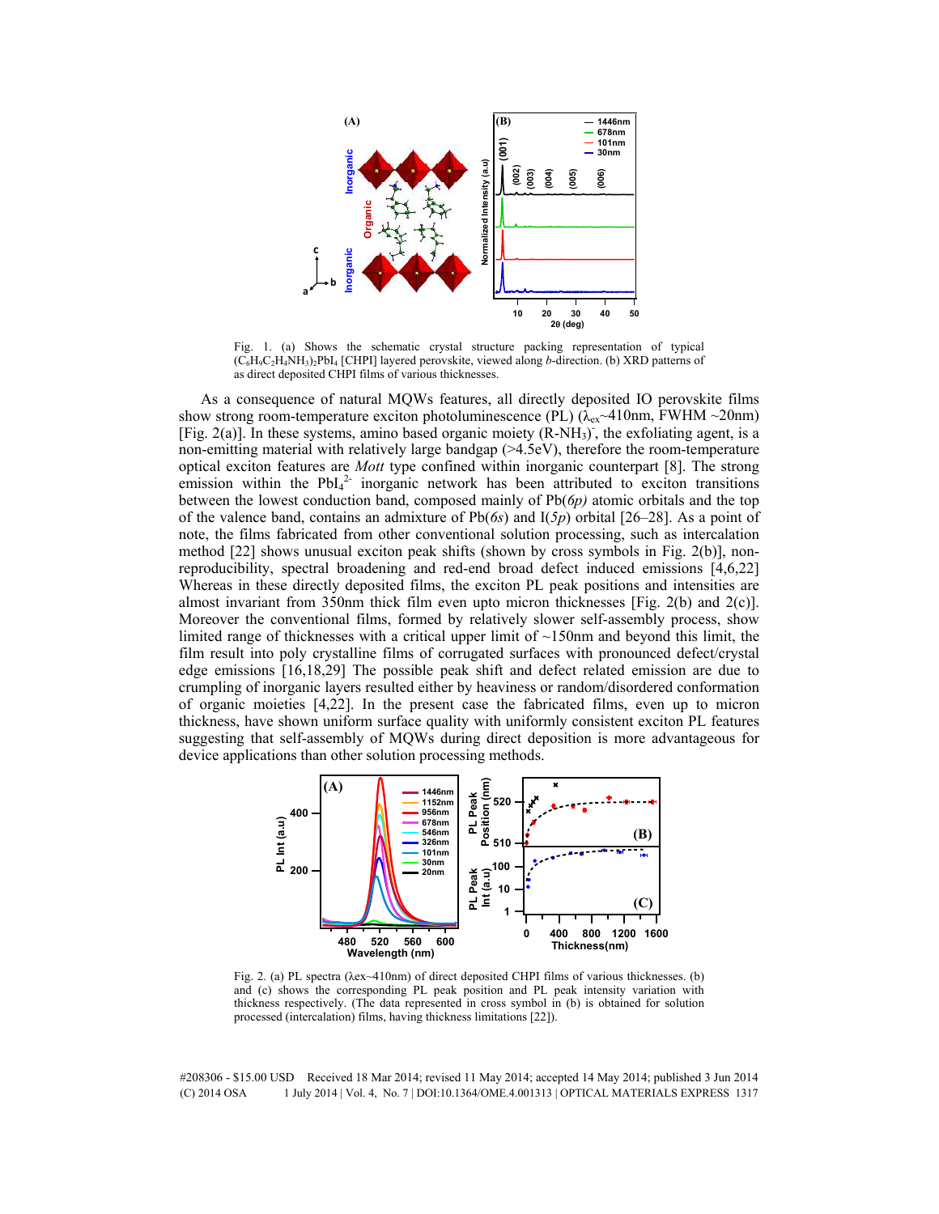(A)

Inorganic

Organic

Inorganic

c

a

b

(B)

— 1446nm
— 678nm
— 101nm
— 30nm

(001)

(002)

(003)

(004)

(005)

(006)

Normalized Intensity (a.u)

10 20 30 40 50

2θ (deg)

Fig. 1. (a) Shows the schematic crystal structure packing representation of typical $(C_6H_9C_2H_4NH_3)_2PbI_4$ [CHPI] layered perovskite, viewed along *b*-direction. (b) XRD patterns of as direct deposited CHPI films of various thicknesses.

As a consequence of natural MQWs features, all directly deposited IO perovskite films show strong room-temperature exciton photoluminescence (PL) ($\lambda_{ex}$~410nm, FWHM ~20nm) [Fig. 2(a)]. In these systems, amino based organic moiety $(R\text{-}NH_3)^-$, the exfoliating agent, is a non-emitting material with relatively large bandgap (>4.5eV), therefore the room-temperature optical exciton features are *Mott* type confined within inorganic counterpart [8]. The strong emission within the $PbI_4^{2-}$ inorganic network has been attributed to exciton transitions between the lowest conduction band, composed mainly of Pb(*6p)* atomic orbitals and the top of the valence band, contains an admixture of Pb(*6s*) and I(*5p*) orbital [26–28]. As a point of note, the films fabricated from other conventional solution processing, such as intercalation method [22] shows unusual exciton peak shifts (shown by cross symbols in Fig. 2(b)], non-reproducibility, spectral broadening and red-end broad defect induced emissions [4,6,22] Whereas in these directly deposited films, the exciton PL peak positions and intensities are almost invariant from 350nm thick film even upto micron thicknesses [Fig. 2(b) and 2(c)]. Moreover the conventional films, formed by relatively slower self-assembly process, show limited range of thicknesses with a critical upper limit of ~150nm and beyond this limit, the film result into poly crystalline films of corrugated surfaces with pronounced defect/crystal edge emissions [16,18,29] The possible peak shift and defect related emission are due to crumpling of inorganic layers resulted either by heaviness or random/disordered conformation of organic moieties [4,22]. In the present case the fabricated films, even up to micron thickness, have shown uniform surface quality with uniformly consistent exciton PL features suggesting that self-assembly of MQWs during direct deposition is more advantageous for device applications than other solution processing methods.

(A)

1446nm
1152nm
956nm
678nm
546nm
326nm
101nm
30nm
20nm

PL Int (a.u)

400

200

480 520 560 600

Wavelength (nm)

PL Peak Position (nm)

520

510

(B)

PL Peak Int (a.u)

100

10

1

(C)

0 400 800 1200 1600

Thickness(nm)

Fig. 2. (a) PL spectra (λex~410nm) of direct deposited CHPI films of various thicknesses. (b) and (c) shows the corresponding PL peak position and PL peak intensity variation with thickness respectively. (The data represented in cross symbol in (b) is obtained for solution processed (intercalation) films, having thickness limitations [22]).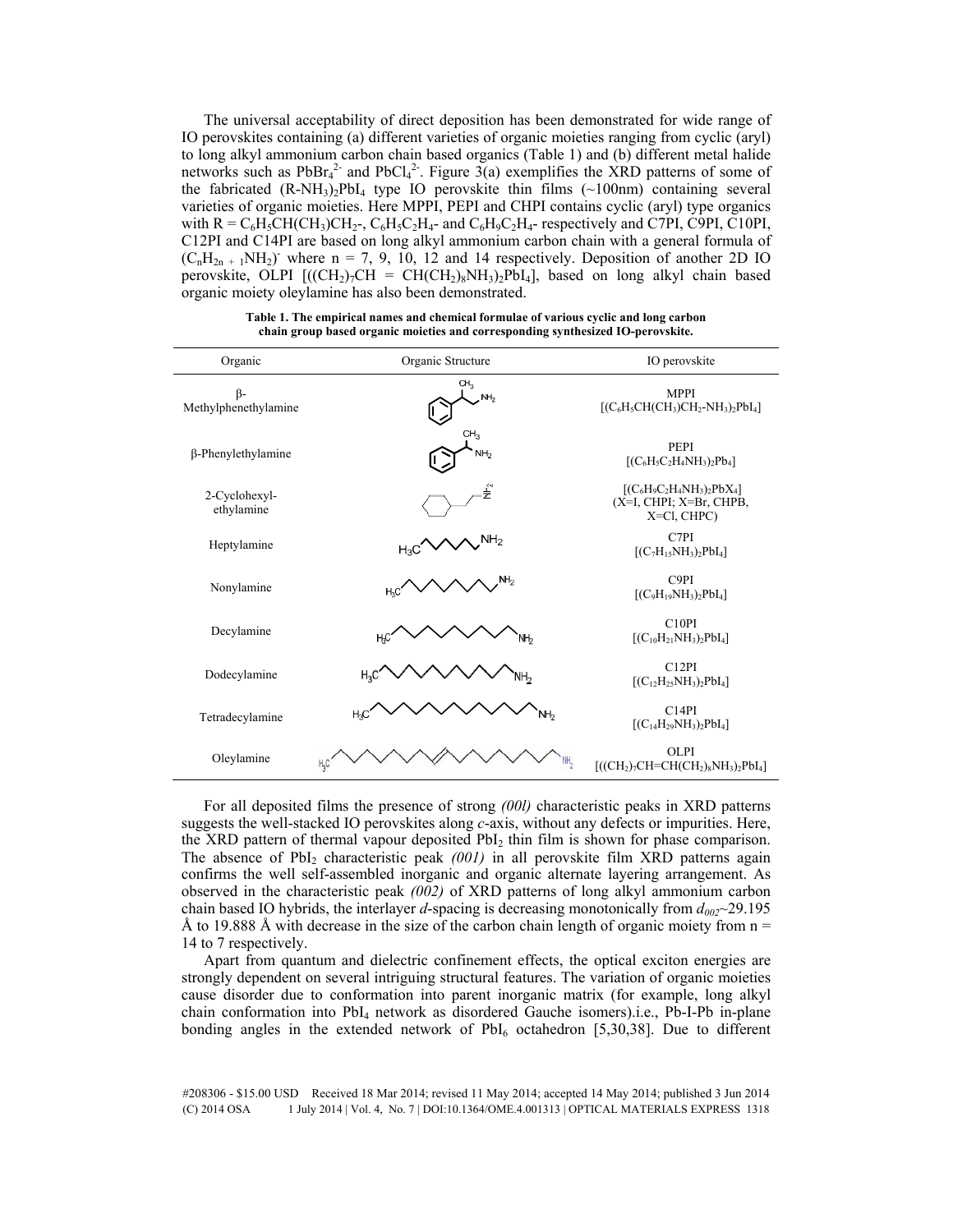The universal acceptability of direct deposition has been demonstrated for wide range of IO perovskites containing (a) different varieties of organic moieties ranging from cyclic (aryl) to long alkyl ammonium carbon chain based organics (Table 1) and (b) different metal halide networks such as $PbBr_4^{2-}$ and $PbCl_4^{2-}$. Figure 3(a) exemplifies the XRD patterns of some of the fabricated $(R\text{-}NH_3)_2PbI_4$ type IO perovskite thin films (~100nm) containing several varieties of organic moieties. Here MPPI, PEPI and CHPI contains cyclic (aryl) type organics with R = $C_6H_5CH(CH_3)CH_2$-, $C_6H_5C_2H_4$- and $C_6H_9C_2H_4$- respectively and C7PI, C9PI, C10PI, C12PI and C14PI are based on long alkyl ammonium carbon chain with a general formula of $(C_nH_{2n+1}NH_2)^-$ where n = 7, 9, 10, 12 and 14 respectively. Deposition of another 2D IO perovskite, OLPI $[((CH_2)_7CH = CH(CH_2)_8NH_3)_2PbI_4]$, based on long alkyl chain based organic moiety oleylamine has also been demonstrated.

**Table 1. The empirical names and chemical formulae of various cyclic and long carbon chain group based organic moieties and corresponding synthesized IO-perovskite.**

| Organic | Organic Structure | IO perovskite |
|---|---|---|
| β-Methylphenethylamine | | MPPI $[(C_6H_5CH(CH_3)CH_2\text{-}NH_3)_2PbI_4]$ |
| β-Phenylethylamine | | PEPI $[(C_6H_5C_2H_4NH_3)_2Pb_4]$ |
| 2-Cyclohexyl-ethylamine | | $[(C_6H_9C_2H_4NH_3)_2PbX_4]$ (X=I, CHPI; X=Br, CHPB, X=Cl, CHPC) |
| Heptylamine | | C7PI $[(C_7H_{15}NH_3)_2PbI_4]$ |
| Nonylamine | | C9PI $[(C_9H_{19}NH_3)_2PbI_4]$ |
| Decylamine | | C10PI $[(C_{10}H_{21}NH_3)_2PbI_4]$ |
| Dodecylamine | | C12PI $[(C_{12}H_{25}NH_3)_2PbI_4]$ |
| Tetradecylamine | | C14PI $[(C_{14}H_{29}NH_3)_2PbI_4]$ |
| Oleylamine | | OLPI $[((CH_2)_7CH=CH(CH_2)_8NH_3)_2PbI_4]$ |

For all deposited films the presence of strong *(00l)* characteristic peaks in XRD patterns suggests the well-stacked IO perovskites along *c*-axis, without any defects or impurities. Here, the XRD pattern of thermal vapour deposited $PbI_2$ thin film is shown for phase comparison. The absence of $PbI_2$ characteristic peak *(001)* in all perovskite film XRD patterns again confirms the well self-assembled inorganic and organic alternate layering arrangement. As observed in the characteristic peak *(002)* of XRD patterns of long alkyl ammonium carbon chain based IO hybrids, the interlayer *d*-spacing is decreasing monotonically from $d_{002}$~29.195 Å to 19.888 Å with decrease in the size of the carbon chain length of organic moiety from n = 14 to 7 respectively.

Apart from quantum and dielectric confinement effects, the optical exciton energies are strongly dependent on several intriguing structural features. The variation of organic moieties cause disorder due to conformation into parent inorganic matrix (for example, long alkyl chain conformation into $PbI_4$ network as disordered Gauche isomers).i.e., Pb-I-Pb in-plane bonding angles in the extended network of $PbI_6$ octahedron [5,30,38]. Due to different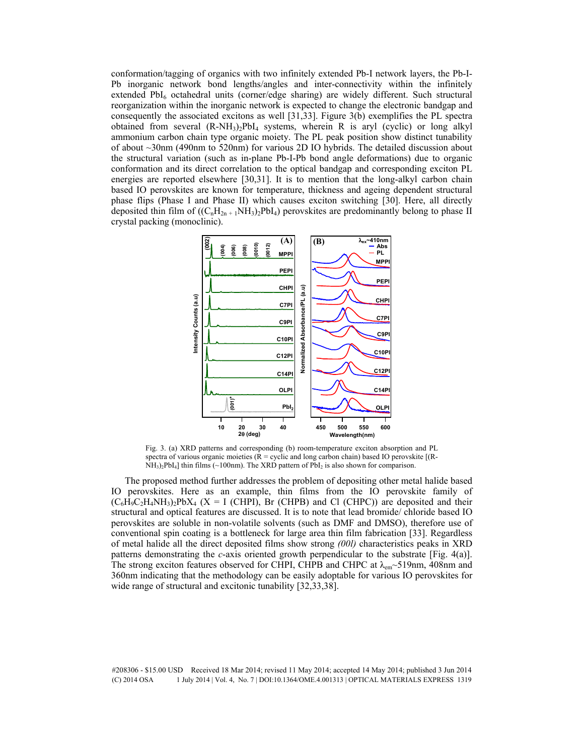conformation/tagging of organics with two infinitely extended Pb-I network layers, the Pb-I-Pb inorganic network bond lengths/angles and inter-connectivity within the infinitely extended $PbI_6$ octahedral units (corner/edge sharing) are widely different. Such structural reorganization within the inorganic network is expected to change the electronic bandgap and consequently the associated excitons as well [31,33]. Figure 3(b) exemplifies the PL spectra obtained from several $(R\text{-}NH_3)_2PbI_4$ systems, wherein R is aryl (cyclic) or long alkyl ammonium carbon chain type organic moiety. The PL peak position show distinct tunability of about ~30nm (490nm to 520nm) for various 2D IO hybrids. The detailed discussion about the structural variation (such as in-plane Pb-I-Pb bond angle deformations) due to organic conformation and its direct correlation to the optical bandgap and corresponding exciton PL energies are reported elsewhere [30,31]. It is to mention that the long-alkyl carbon chain based IO perovskites are known for temperature, thickness and ageing dependent structural phase flips (Phase I and Phase II) which causes exciton switching [30]. Here, all directly deposited thin film of $((C_nH_{2n+1}NH_3)_2PbI_4)$ perovskites are predominantly belong to phase II crystal packing (monoclinic).

(A)
(002)
(004)
(006)
(008)
(0010)
(0012)
MPPI
PEPI
CHPI
C7PI
C9PI
C10PI
C12PI
C14PI
OLPI
(001)*
PbI2
Intensity Counts (a.u)
10
20
30
40
2θ (deg)

(B)
λex~410nm
Abs
PL
MPPI
PEPI
CHPI
C7PI
C9PI
C10PI
C12PI
C14PI
OLPI
Normalized Absorbance/PL (a.u)
450
500
550
600
Wavelength(nm)

Fig. 3. (a) XRD patterns and corresponding (b) room-temperature exciton absorption and PL spectra of various organic moieties (R = cyclic and long carbon chain) based IO perovskite $[(R\text{-}NH_3)_2PbI_4]$ thin films (~100nm). The XRD pattern of $PbI_2$ is also shown for comparison.

The proposed method further addresses the problem of depositing other metal halide based IO perovskites. Here as an example, thin films from the IO perovskite family of $(C_6H_9C_2H_4NH_3)_2PbX_4$ (X = I (CHPI), Br (CHPB) and Cl (CHPC)) are deposited and their structural and optical features are discussed. It is to note that lead bromide/ chloride based IO perovskites are soluble in non-volatile solvents (such as DMF and DMSO), therefore use of conventional spin coating is a bottleneck for large area thin film fabrication [33]. Regardless of metal halide all the direct deposited films show strong *(00l)* characteristics peaks in XRD patterns demonstrating the *c*-axis oriented growth perpendicular to the substrate [Fig. 4(a)]. The strong exciton features observed for CHPI, CHPB and CHPC at $\lambda_{em}$~519nm, 408nm and 360nm indicating that the methodology can be easily adoptable for various IO perovskites for wide range of structural and excitonic tunability [32,33,38].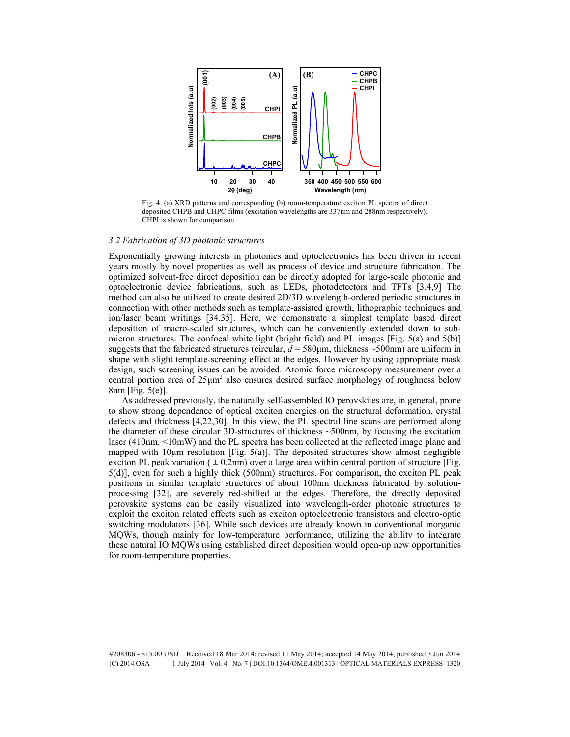Fig. 4. (a) XRD patterns and corresponding (b) room-temperature exciton PL spectra of direct deposited CHPB and CHPC films (excitation wavelengths are 337nm and 288nm respectively). CHPI is shown for comparison.

### *3.2 Fabrication of 3D photonic structures*

Exponentially growing interests in photonics and optoelectronics has been driven in recent years mostly by novel properties as well as process of device and structure fabrication. The optimized solvent-free direct deposition can be directly adopted for large-scale photonic and optoelectronic device fabrications, such as LEDs, photodetectors and TFTs [3,4,9] The method can also be utilized to create desired 2D/3D wavelength-ordered periodic structures in connection with other methods such as template-assisted growth, lithographic techniques and ion/laser beam writings [34,35]. Here, we demonstrate a simplest template based direct deposition of macro-scaled structures, which can be conveniently extended down to sub-micron structures. The confocal white light (bright field) and PL images [Fig. 5(a) and 5(b)] suggests that the fabricated structures (circular, $d$ = 580μm, thickness ~500nm) are uniform in shape with slight template-screening effect at the edges. However by using appropriate mask design, such screening issues can be avoided. Atomic force microscopy measurement over a central portion area of 25μm$^2$ also ensures desired surface morphology of roughness below 8nm [Fig. 5(e)].

As addressed previously, the naturally self-assembled IO perovskites are, in general, prone to show strong dependence of optical exciton energies on the structural deformation, crystal defects and thickness [4,22,30]. In this view, the PL spectral line scans are performed along the diameter of these circular 3D-structures of thickness ~500nm, by focusing the excitation laser (410nm, <10mW) and the PL spectra has been collected at the reflected image plane and mapped with 10μm resolution [Fig. 5(a)]. The deposited structures show almost negligible exciton PL peak variation ( ± 0.2nm) over a large area within central portion of structure [Fig. 5(d)], even for such a highly thick (500nm) structures. For comparison, the exciton PL peak positions in similar template structures of about 100nm thickness fabricated by solution-processing [32], are severely red-shifted at the edges. Therefore, the directly deposited perovskite systems can be easily visualized into wavelength-order photonic structures to exploit the exciton related effects such as exciton optoelectronic transistors and electro-optic switching modulators [36]. While such devices are already known in conventional inorganic MQWs, though mainly for low-temperature performance, utilizing the ability to integrate these natural IO MQWs using established direct deposition would open-up new opportunities for room-temperature properties.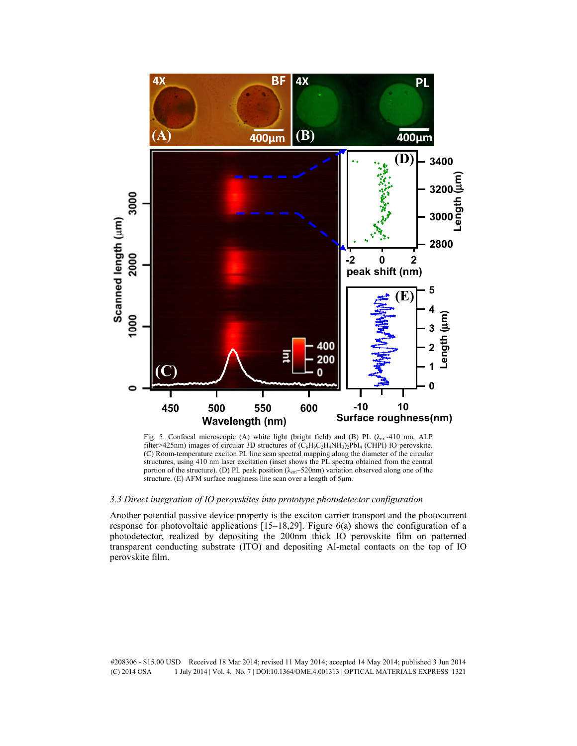4X BF
(A)
400µm

4X PL
(B)
400µm

Scanned length (µm)
3000
2000
1000
0
450
500
550
600
Wavelength (nm)
(C)
Int
400
200
0

(D)
3400
3200
3000
2800
Length (µm)
-2
0
2
peak shift (nm)

(E)
5
4
3
2
1
0
Length (µm)
-10
10
Surface roughness(nm)

Fig. 5. Confocal microscopic (A) white light (bright field) and (B) PL ($\lambda_{ex}$~410 nm, ALP filter>425nm) images of circular 3D structures of $(C_6H_9C_2H_4NH_3)_2PbI_4$ (CHPI) IO perovskite. (C) Room-temperature exciton PL line scan spectral mapping along the diameter of the circular structures, using 410 nm laser excitation (inset shows the PL spectra obtained from the central portion of the structure). (D) PL peak position ($\lambda_{em}$~520nm) variation observed along one of the structure. (E) AFM surface roughness line scan over a length of 5µm.

### *3.3 Direct integration of IO perovskites into prototype photodetector configuration*

Another potential passive device property is the exciton carrier transport and the photocurrent response for photovoltaic applications [15–18,29]. Figure 6(a) shows the configuration of a photodetector, realized by depositing the 200nm thick IO perovskite film on patterned transparent conducting substrate (ITO) and depositing Al-metal contacts on the top of IO perovskite film.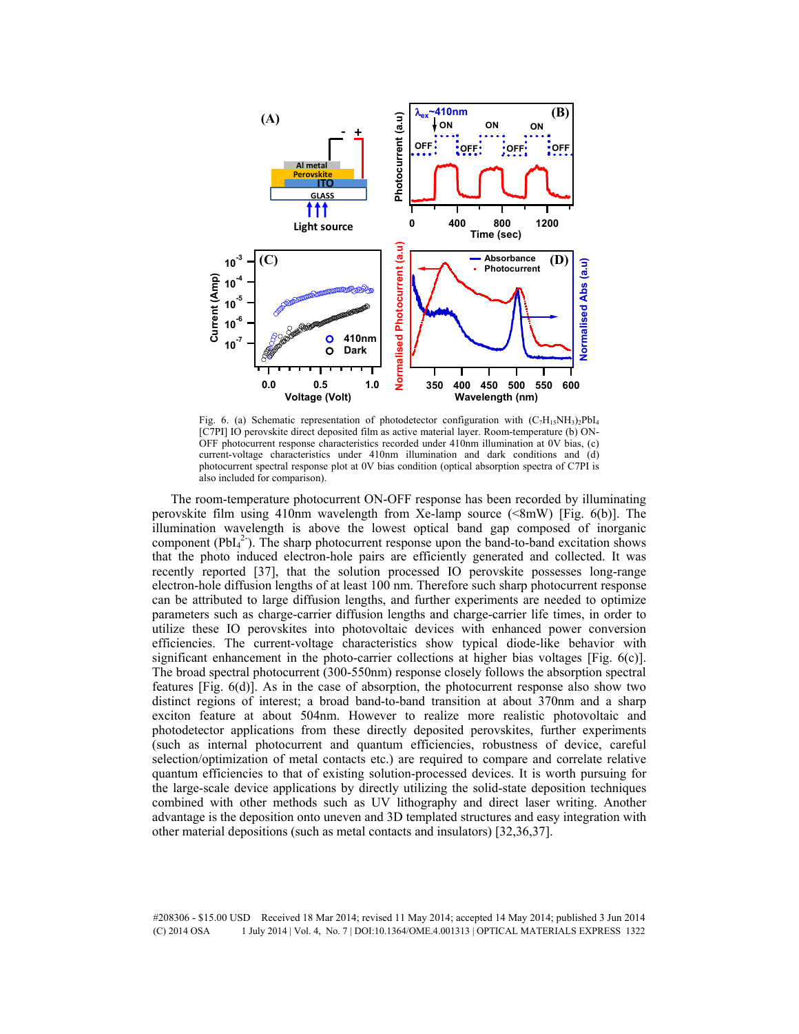(A)

\- +

Al metal

Perovskite

ITO

GLASS

Light source

(B)

$\lambda_{ex}$~410nm

ON ON ON

OFF OFF OFF OFF

Photocurrent (a.u)

0 400 800 1200

Time (sec)

(C)

$10^{-3}$

$10^{-4}$

$10^{-5}$

$10^{-6}$

$10^{-7}$

Current (Amp)

410nm

Dark

0.0 0.5 1.0

Voltage (Volt)

(D)

Absorbance

Photocurrent

Normalised Photocurrent (a.u)

Normalised Abs (a.u)

350 400 450 500 550 600

Wavelength (nm)

Fig. 6. (a) Schematic representation of photodetector configuration with $(C_7H_{15}NH_3)_2PbI_4$ [C7PI] IO perovskite direct deposited film as active material layer. Room-temperature (b) ON-OFF photocurrent response characteristics recorded under 410nm illumination at 0V bias, (c) current-voltage characteristics under 410nm illumination and dark conditions and (d) photocurrent spectral response plot at 0V bias condition (optical absorption spectra of C7PI is also included for comparison).

The room-temperature photocurrent ON-OFF response has been recorded by illuminating perovskite film using 410nm wavelength from Xe-lamp source (<8mW) [Fig. 6(b)]. The illumination wavelength is above the lowest optical band gap composed of inorganic component ($PbI_4^{2-}$). The sharp photocurrent response upon the band-to-band excitation shows that the photo induced electron-hole pairs are efficiently generated and collected. It was recently reported [37], that the solution processed IO perovskite possesses long-range electron-hole diffusion lengths of at least 100 nm. Therefore such sharp photocurrent response can be attributed to large diffusion lengths, and further experiments are needed to optimize parameters such as charge-carrier diffusion lengths and charge-carrier life times, in order to utilize these IO perovskites into photovoltaic devices with enhanced power conversion efficiencies. The current-voltage characteristics show typical diode-like behavior with significant enhancement in the photo-carrier collections at higher bias voltages [Fig. 6(c)]. The broad spectral photocurrent (300-550nm) response closely follows the absorption spectral features [Fig. 6(d)]. As in the case of absorption, the photocurrent response also show two distinct regions of interest; a broad band-to-band transition at about 370nm and a sharp exciton feature at about 504nm. However to realize more realistic photovoltaic and photodetector applications from these directly deposited perovskites, further experiments (such as internal photocurrent and quantum efficiencies, robustness of device, careful selection/optimization of metal contacts etc.) are required to compare and correlate relative quantum efficiencies to that of existing solution-processed devices. It is worth pursuing for the large-scale device applications by directly utilizing the solid-state deposition techniques combined with other methods such as UV lithography and direct laser writing. Another advantage is the deposition onto uneven and 3D templated structures and easy integration with other material depositions (such as metal contacts and insulators) [32,36,37].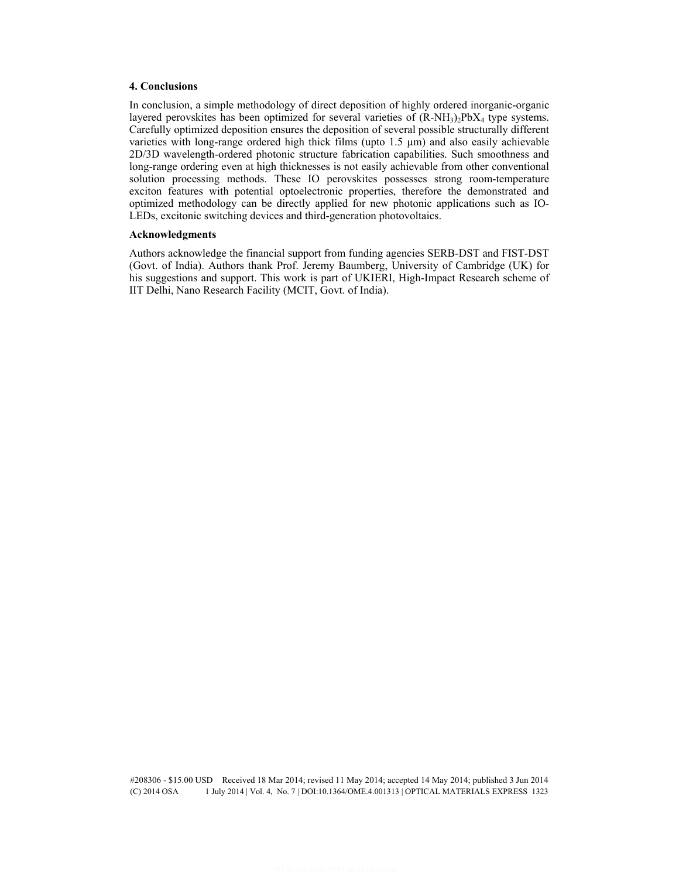## 4. Conclusions

In conclusion, a simple methodology of direct deposition of highly ordered inorganic-organic layered perovskites has been optimized for several varieties of $(R\text{-}NH_3)_2PbX_4$ type systems. Carefully optimized deposition ensures the deposition of several possible structurally different varieties with long-range ordered high thick films (upto 1.5 μm) and also easily achievable 2D/3D wavelength-ordered photonic structure fabrication capabilities. Such smoothness and long-range ordering even at high thicknesses is not easily achievable from other conventional solution processing methods. These IO perovskites possesses strong room-temperature exciton features with potential optoelectronic properties, therefore the demonstrated and optimized methodology can be directly applied for new photonic applications such as IO-LEDs, excitonic switching devices and third-generation photovoltaics.

### Acknowledgments

Authors acknowledge the financial support from funding agencies SERB-DST and FIST-DST (Govt. of India). Authors thank Prof. Jeremy Baumberg, University of Cambridge (UK) for his suggestions and support. This work is part of UKIERI, High-Impact Research scheme of IIT Delhi, Nano Research Facility (MCIT, Govt. of India).

#208306 - $15.00 USD Received 18 Mar 2014; revised 11 May 2014; accepted 14 May 2014; published 3 Jun 2014